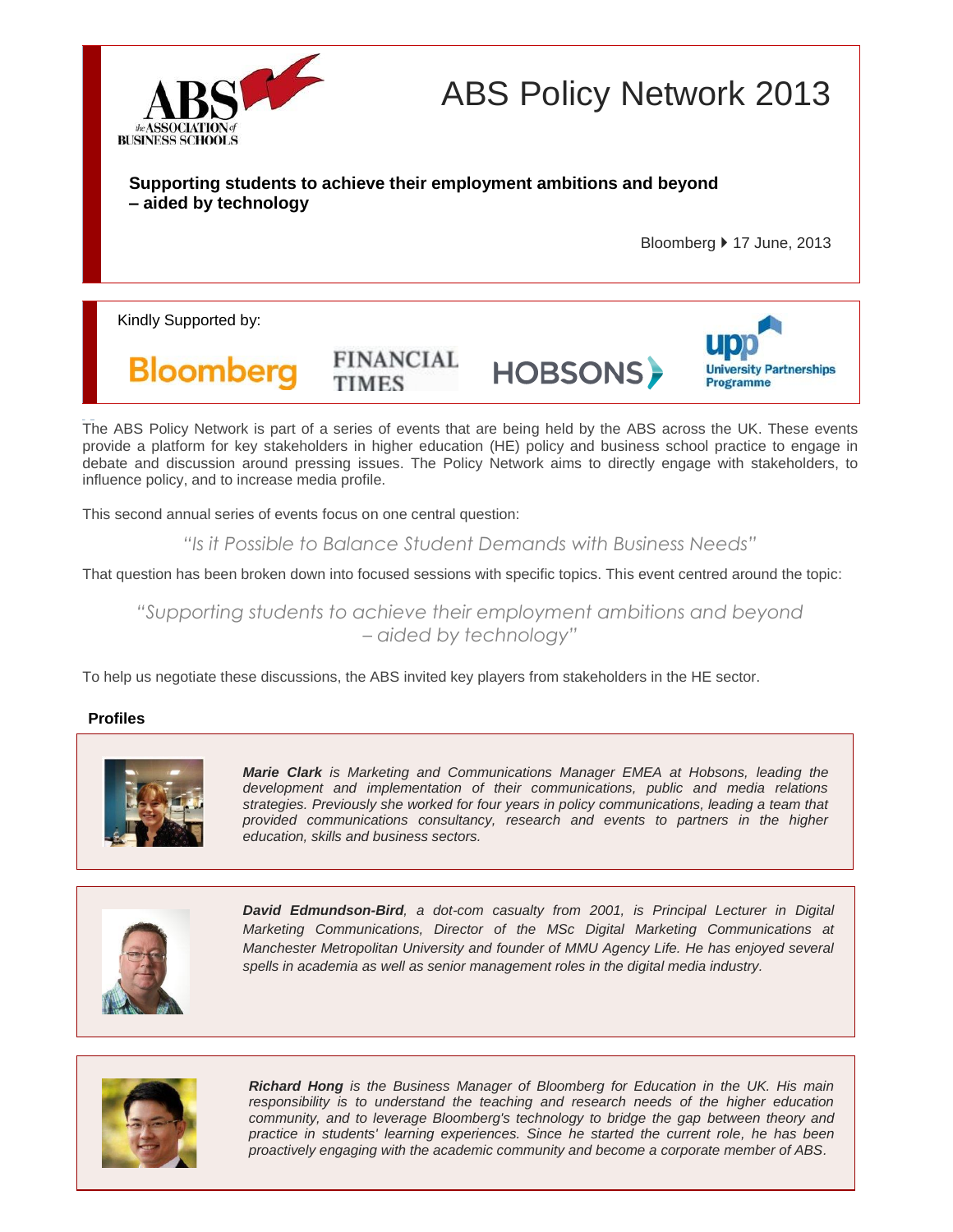# ABS Policy Network 2013

**Supporting students to achieve their employment ambitions and beyond – aided by technology**

Bloomberg ▸ 17 June, 2013

Kindly Supported by:

Bloomberg | FINANCIAL TIMES | HOBSONS | upp University Partnerships Programme

The ABS Policy Network is part of a series of events that are being held by the ABS across the UK. These events provide a platform for key stakeholders in higher education (HE) policy and business school practice to engage in debate and discussion around pressing issues. The Policy Network aims to directly engage with stakeholders, to influence policy, and to increase media profile.

This second annual series of events focus on one central question:

*"Is it Possible to Balance Student Demands with Business Needs"*

That question has been broken down into focused sessions with specific topics. This event centred around the topic:

*"Supporting students to achieve their employment ambitions and beyond – aided by technology"*

To help us negotiate these discussions, the ABS invited key players from stakeholders in the HE sector.

## Profiles

***Marie Clark*** *is Marketing and Communications Manager EMEA at Hobsons, leading the development and implementation of their communications, public and media relations strategies. Previously she worked for four years in policy communications, leading a team that provided communications consultancy, research and events to partners in the higher education, skills and business sectors.*

***David Edmundson-Bird****, a dot-com casualty from 2001, is Principal Lecturer in Digital Marketing Communications, Director of the MSc Digital Marketing Communications at Manchester Metropolitan University and founder of MMU Agency Life. He has enjoyed several spells in academia as well as senior management roles in the digital media industry.*

***Richard Hong*** *is the Business Manager of Bloomberg for Education in the UK. His main responsibility is to understand the teaching and research needs of the higher education community, and to leverage Bloomberg's technology to bridge the gap between theory and practice in students' learning experiences. Since he started the current role, he has been proactively engaging with the academic community and become a corporate member of ABS.*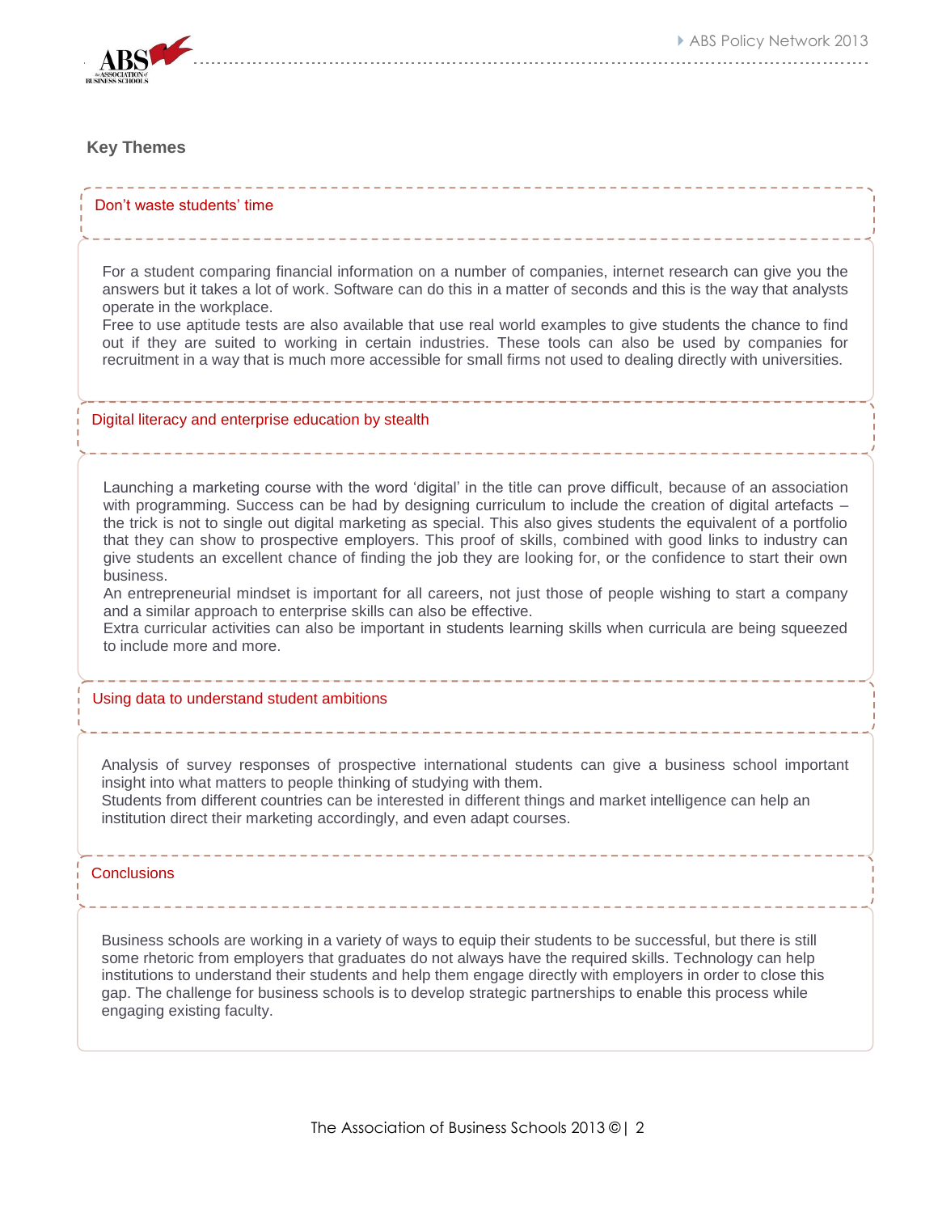## Key Themes

### Don't waste students' time

For a student comparing financial information on a number of companies, internet research can give you the answers but it takes a lot of work. Software can do this in a matter of seconds and this is the way that analysts operate in the workplace.
Free to use aptitude tests are also available that use real world examples to give students the chance to find out if they are suited to working in certain industries. These tools can also be used by companies for recruitment in a way that is much more accessible for small firms not used to dealing directly with universities.

### Digital literacy and enterprise education by stealth

Launching a marketing course with the word 'digital' in the title can prove difficult, because of an association with programming. Success can be had by designing curriculum to include the creation of digital artefacts – the trick is not to single out digital marketing as special. This also gives students the equivalent of a portfolio that they can show to prospective employers. This proof of skills, combined with good links to industry can give students an excellent chance of finding the job they are looking for, or the confidence to start their own business.
An entrepreneurial mindset is important for all careers, not just those of people wishing to start a company and a similar approach to enterprise skills can also be effective.
Extra curricular activities can also be important in students learning skills when curricula are being squeezed to include more and more.

### Using data to understand student ambitions

Analysis of survey responses of prospective international students can give a business school important insight into what matters to people thinking of studying with them.
Students from different countries can be interested in different things and market intelligence can help an institution direct their marketing accordingly, and even adapt courses.

### Conclusions

Business schools are working in a variety of ways to equip their students to be successful, but there is still some rhetoric from employers that graduates do not always have the required skills. Technology can help institutions to understand their students and help them engage directly with employers in order to close this gap. The challenge for business schools is to develop strategic partnerships to enable this process while engaging existing faculty.